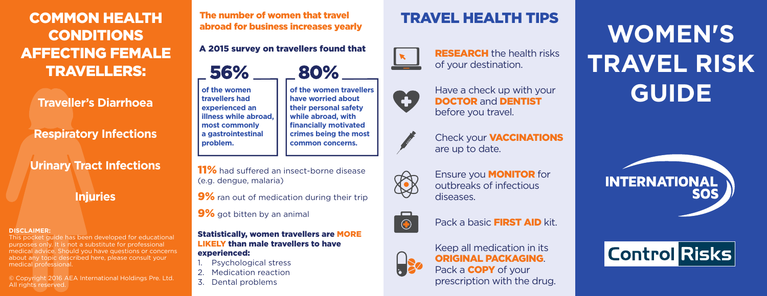# COMMON HEALTH CONDITIONS AFFECTING FEMALE TRAVELLERS:

**Traveller's Diarrhoea**

**Respiratory Infections**

**Urinary Tract Infections**

**Injuries**

**DISCLAIMER:**
This pocket guide has been developed for educational purposes only. It is not a substitute for professional medical advice. Should you have questions or concerns about any topic described here, please consult your medical professional.

© Copyright 2016 AEA International Holdings Pre. Ltd. All rights reserved.

## The number of women that travel abroad for business increases yearly

### A 2015 survey on travellers found that

**56%**

**of the women travellers had experienced an illness while abroad, most commonly a gastrointestinal problem.**

**80%**

**of the women travellers have worried about their personal safety while abroad, with financially motivated crimes being the most common concerns.**

**11%** had suffered an insect-borne disease (e.g. dengue, malaria)

**9%** ran out of medication during their trip

**9%** got bitten by an animal

**Statistically, women travellers are MORE LIKELY than male travellers to have experienced:**

1. Psychological stress
2. Medication reaction
3. Dental problems

# TRAVEL HEALTH TIPS

**RESEARCH** the health risks of your destination.

Have a check up with your **DOCTOR** and **DENTIST** before you travel.

Check your **VACCINATIONS** are up to date.

Ensure you **MONITOR** for outbreaks of infectious diseases.

Pack a basic **FIRST AID** kit.

Keep all medication in its **ORIGINAL PACKAGING**. Pack a **COPY** of your prescription with the drug.

# WOMEN'S TRAVEL RISK GUIDE

INTERNATIONAL SOS

Control Risks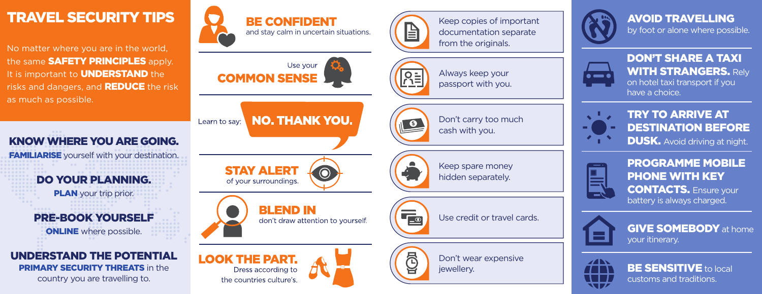# TRAVEL SECURITY TIPS

No matter where you are in the world, the same **SAFETY PRINCIPLES** apply. It is important to **UNDERSTAND** the risks and dangers, and **REDUCE** the risk as much as possible.

## KNOW WHERE YOU ARE GOING.

**FAMILIARISE** yourself with your destination.

## DO YOUR PLANNING.

**PLAN** your trip prior.

## PRE-BOOK YOURSELF

**ONLINE** where possible.

## UNDERSTAND THE POTENTIAL

**PRIMARY SECURITY THREATS** in the country you are travelling to.

---

**BE CONFIDENT** and stay calm in uncertain situations.

Use your **COMMON SENSE**

Learn to say: **NO. THANK YOU.**

**STAY ALERT** of your surroundings.

**BLEND IN** don't draw attention to yourself.

**LOOK THE PART.** Dress according to the countries culture's.

---

- Keep copies of important documentation separate from the originals.
- Always keep your passport with you.
- Don't carry too much cash with you.
- Keep spare money hidden separately.
- Use credit or travel cards.
- Don't wear expensive jewellery.

---

**AVOID TRAVELLING** by foot or alone where possible.

**DON'T SHARE A TAXI WITH STRANGERS.** Rely on hotel taxi transport if you have a choice.

**TRY TO ARRIVE AT DESTINATION BEFORE DUSK.** Avoid driving at night.

**PROGRAMME MOBILE PHONE WITH KEY CONTACTS.** Ensure your battery is always charged.

**GIVE SOMEBODY** at home your itinerary.

**BE SENSITIVE** to local customs and traditions.